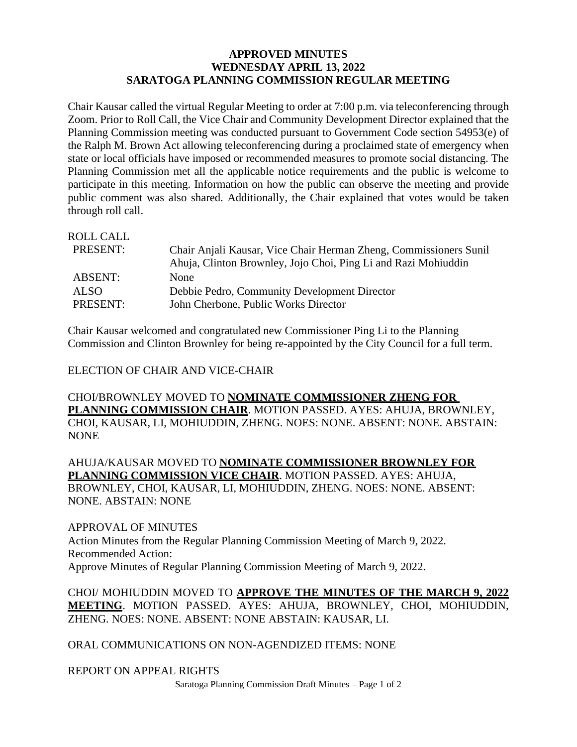# APPROVED MINUTES
## WEDNESDAY APRIL 13, 2022
## SARATOGA PLANNING COMMISSION REGULAR MEETING

Chair Kausar called the virtual Regular Meeting to order at 7:00 p.m. via teleconferencing through Zoom. Prior to Roll Call, the Vice Chair and Community Development Director explained that the Planning Commission meeting was conducted pursuant to Government Code section 54953(e) of the Ralph M. Brown Act allowing teleconferencing during a proclaimed state of emergency when state or local officials have imposed or recommended measures to promote social distancing. The Planning Commission met all the applicable notice requirements and the public is welcome to participate in this meeting. Information on how the public can observe the meeting and provide public comment was also shared. Additionally, the Chair explained that votes would be taken through roll call.

ROLL CALL

| | |
|---|---|
| PRESENT: | Chair Anjali Kausar, Vice Chair Herman Zheng, Commissioners Sunil Ahuja, Clinton Brownley, Jojo Choi, Ping Li and Razi Mohiuddin |
| ABSENT: | None |
| ALSO PRESENT: | Debbie Pedro, Community Development Director<br>John Cherbone, Public Works Director |

Chair Kausar welcomed and congratulated new Commissioner Ping Li to the Planning Commission and Clinton Brownley for being re-appointed by the City Council for a full term.

ELECTION OF CHAIR AND VICE-CHAIR

CHOI/BROWNLEY MOVED TO **NOMINATE COMMISSIONER ZHENG FOR PLANNING COMMISSION CHAIR**. MOTION PASSED. AYES: AHUJA, BROWNLEY, CHOI, KAUSAR, LI, MOHIUDDIN, ZHENG. NOES: NONE. ABSENT: NONE. ABSTAIN: NONE

AHUJA/KAUSAR MOVED TO **NOMINATE COMMISSIONER BROWNLEY FOR PLANNING COMMISSION VICE CHAIR**. MOTION PASSED. AYES: AHUJA, BROWNLEY, CHOI, KAUSAR, LI, MOHIUDDIN, ZHENG. NOES: NONE. ABSENT: NONE. ABSTAIN: NONE

APPROVAL OF MINUTES

Action Minutes from the Regular Planning Commission Meeting of March 9, 2022.

Recommended Action:

Approve Minutes of Regular Planning Commission Meeting of March 9, 2022.

CHOI/ MOHIUDDIN MOVED TO **APPROVE THE MINUTES OF THE MARCH 9, 2022 MEETING**. MOTION PASSED. AYES: AHUJA, BROWNLEY, CHOI, MOHIUDDIN, ZHENG. NOES: NONE. ABSENT: NONE ABSTAIN: KAUSAR, LI.

ORAL COMMUNICATIONS ON NON-AGENDIZED ITEMS: NONE

REPORT ON APPEAL RIGHTS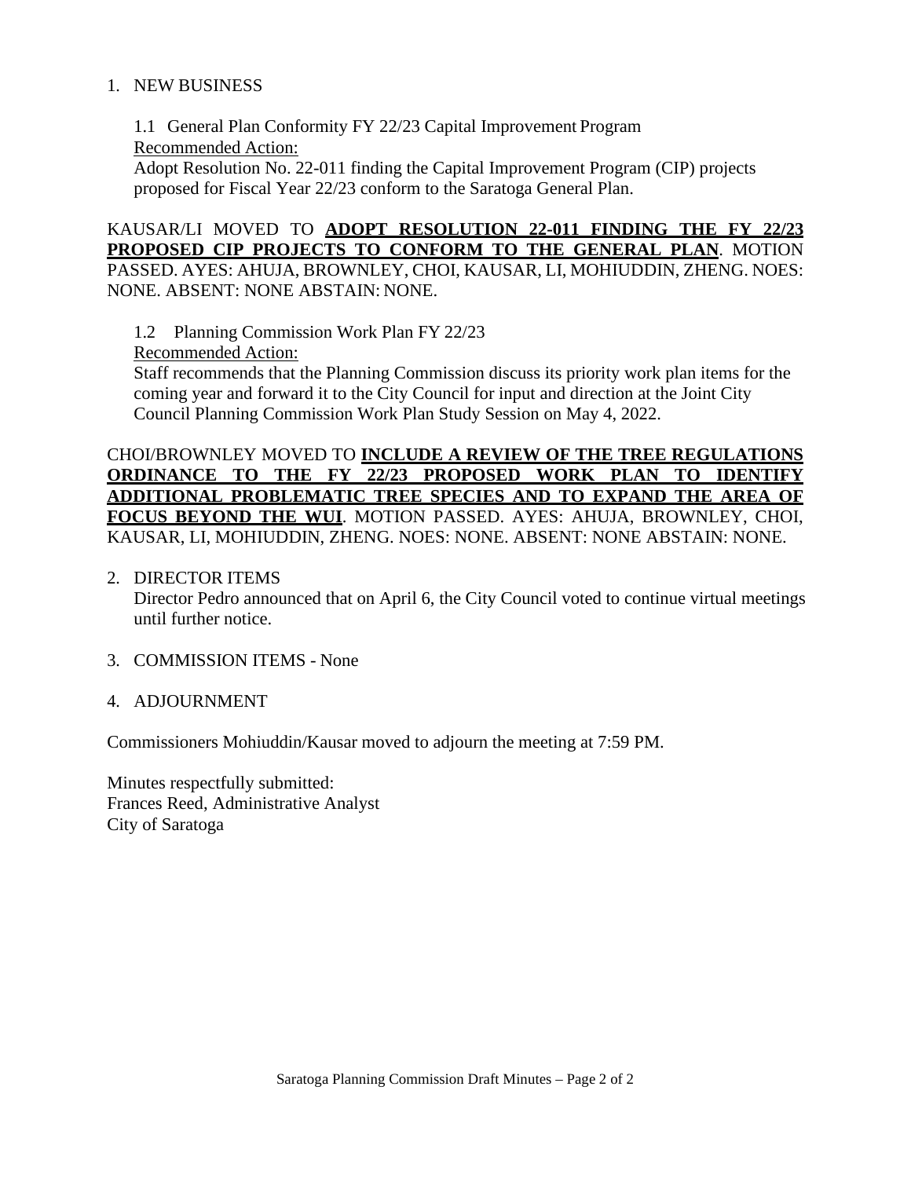1. NEW BUSINESS

   1.1 General Plan Conformity FY 22/23 Capital Improvement Program
   
   Recommended Action:
   
   Adopt Resolution No. 22-011 finding the Capital Improvement Program (CIP) projects proposed for Fiscal Year 22/23 conform to the Saratoga General Plan.

KAUSAR/LI MOVED TO **ADOPT RESOLUTION 22-011 FINDING THE FY 22/23 PROPOSED CIP PROJECTS TO CONFORM TO THE GENERAL PLAN**. MOTION PASSED. AYES: AHUJA, BROWNLEY, CHOI, KAUSAR, LI, MOHIUDDIN, ZHENG. NOES: NONE. ABSENT: NONE ABSTAIN: NONE.

   1.2 Planning Commission Work Plan FY 22/23
   
   Recommended Action:
   
   Staff recommends that the Planning Commission discuss its priority work plan items for the coming year and forward it to the City Council for input and direction at the Joint City Council Planning Commission Work Plan Study Session on May 4, 2022.

CHOI/BROWNLEY MOVED TO **INCLUDE A REVIEW OF THE TREE REGULATIONS ORDINANCE TO THE FY 22/23 PROPOSED WORK PLAN TO IDENTIFY ADDITIONAL PROBLEMATIC TREE SPECIES AND TO EXPAND THE AREA OF FOCUS BEYOND THE WUI**. MOTION PASSED. AYES: AHUJA, BROWNLEY, CHOI, KAUSAR, LI, MOHIUDDIN, ZHENG. NOES: NONE. ABSENT: NONE ABSTAIN: NONE.

2. DIRECTOR ITEMS

   Director Pedro announced that on April 6, the City Council voted to continue virtual meetings until further notice.

3. COMMISSION ITEMS - None

4. ADJOURNMENT

Commissioners Mohiuddin/Kausar moved to adjourn the meeting at 7:59 PM.

Minutes respectfully submitted:
Frances Reed, Administrative Analyst
City of Saratoga